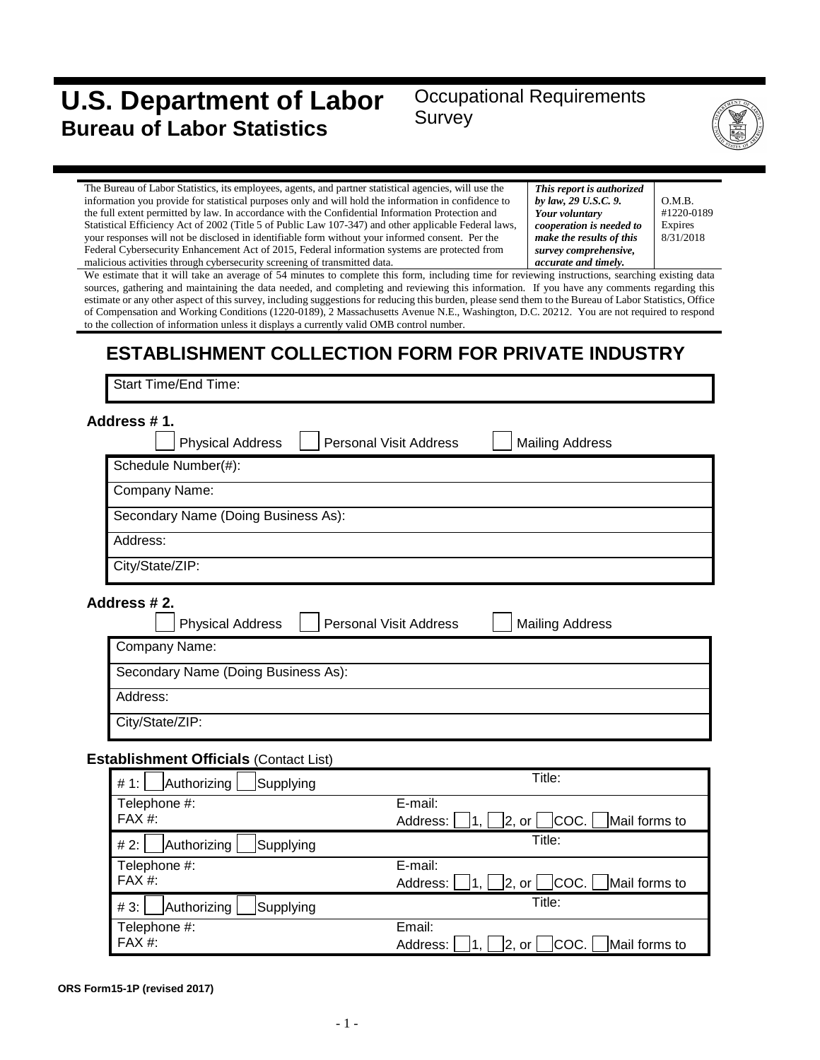# U.S. Department of Labor
## Bureau of Labor Statistics

Occupational Requirements Survey

| The Bureau of Labor Statistics, its employees, agents, and partner statistical agencies, will use the information you provide for statistical purposes only and will hold the information in confidence to the full extent permitted by law. In accordance with the Confidential Information Protection and Statistical Efficiency Act of 2002 (Title 5 of Public Law 107-347) and other applicable Federal laws, your responses will not be disclosed in identifiable form without your informed consent. Per the Federal Cybersecurity Enhancement Act of 2015, Federal information systems are protected from malicious activities through cybersecurity screening of transmitted data. | ***This report is authorized by law, 29 U.S.C. 9. Your voluntary cooperation is needed to make the results of this survey comprehensive, accurate and timely.*** | O.M.B. #1220-0189 Expires 8/31/2018 |
|---|---|---|

We estimate that it will take an average of 54 minutes to complete this form, including time for reviewing instructions, searching existing data sources, gathering and maintaining the data needed, and completing and reviewing this information. If you have any comments regarding this estimate or any other aspect of this survey, including suggestions for reducing this burden, please send them to the Bureau of Labor Statistics, Office of Compensation and Working Conditions (1220-0189), 2 Massachusetts Avenue N.E., Washington, D.C. 20212. You are not required to respond to the collection of information unless it displays a currently valid OMB control number.

# ESTABLISHMENT COLLECTION FORM FOR PRIVATE INDUSTRY

| Start Time/End Time: |
|---|

**Address # 1.**

☐ Physical Address ☐ Personal Visit Address ☐ Mailing Address

| Schedule Number(#): |
|---|
| Company Name: |
| Secondary Name (Doing Business As): |
| Address: |
| City/State/ZIP: |

**Address # 2.**

☐ Physical Address ☐ Personal Visit Address ☐ Mailing Address

| Company Name: |
|---|
| Secondary Name (Doing Business As): |
| Address: |
| City/State/ZIP: |

**Establishment Officials** (Contact List)

| # 1: ☐ Authorizing ☐ Supplying | Title: |
|---|---|
| Telephone #:<br>FAX #: | E-mail:<br>Address: ☐ 1, ☐ 2, or ☐ COC. ☐ Mail forms to |
| # 2: ☐ Authorizing ☐ Supplying | Title: |
| Telephone #:<br>FAX #: | E-mail:<br>Address: ☐ 1, ☐ 2, or ☐ COC. ☐ Mail forms to |
| # 3: ☐ Authorizing ☐ Supplying | Title: |
| Telephone #:<br>FAX #: | Email:<br>Address: ☐ 1, ☐ 2, or ☐ COC. ☐ Mail forms to |

**ORS Form15-1P (revised 2017)**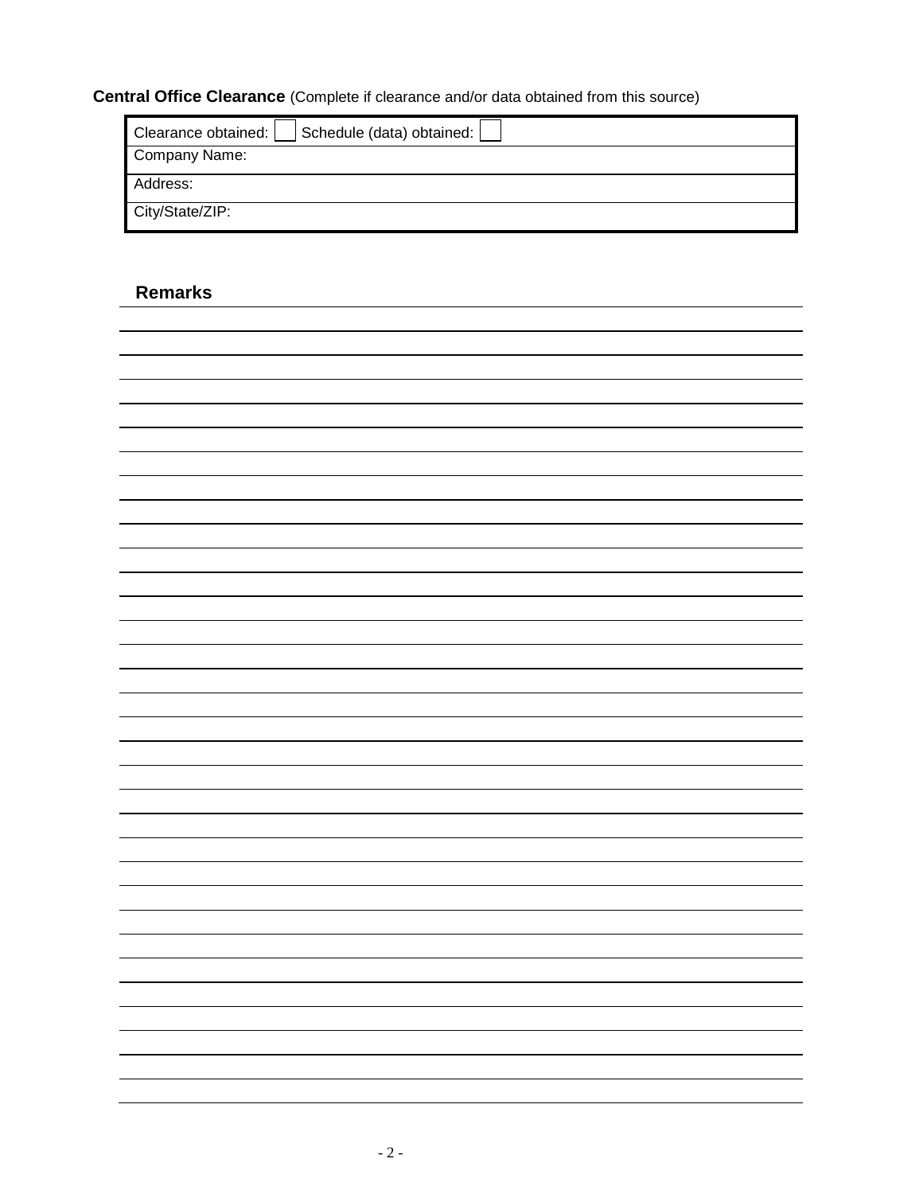**Central Office Clearance** (Complete if clearance and/or data obtained from this source)

| Clearance obtained: ☐ Schedule (data) obtained: ☐ |
| --- |
| Company Name: |
| Address: |
| City/State/ZIP: |

## Remarks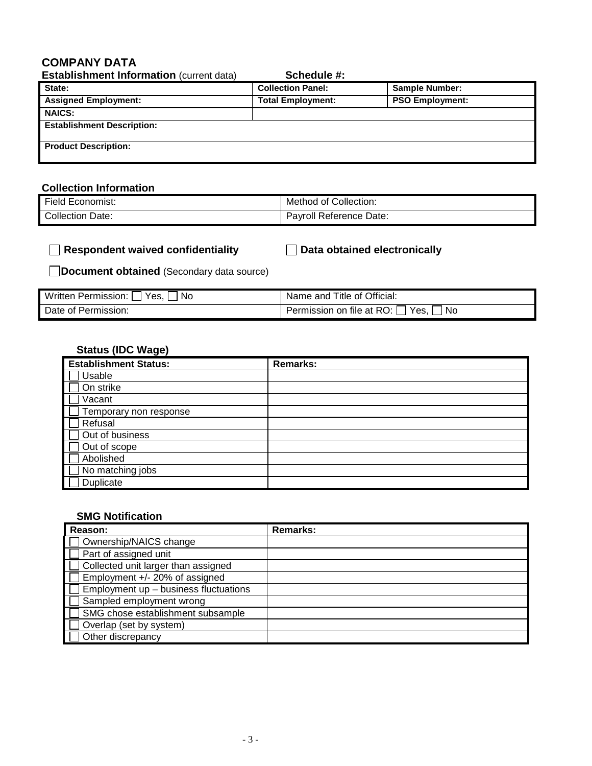# COMPANY DATA

**Establishment Information** (current data) **Schedule #:**

| **State:** | **Collection Panel:** | **Sample Number:** |
|---|---|---|
| **Assigned Employment:** | **Total Employment:** | **PSO Employment:** |
| **NAICS:** | | |
| **Establishment Description:** | | |
| **Product Description:** | | |

## Collection Information

| Field Economist: | Method of Collection: |
|---|---|
| Collection Date: | Payroll Reference Date: |

☐ **Respondent waived confidentiality** ☐ **Data obtained electronically**

☐ **Document obtained** (Secondary data source)

| Written Permission: ☐ Yes, ☐ No | Name and Title of Official: |
|---|---|
| Date of Permission: | Permission on file at RO: ☐ Yes, ☐ No |

### Status (IDC Wage)

| **Establishment Status:** | **Remarks:** |
|---|---|
| ☐ Usable | |
| ☐ On strike | |
| ☐ Vacant | |
| ☐ Temporary non response | |
| ☐ Refusal | |
| ☐ Out of business | |
| ☐ Out of scope | |
| ☐ Abolished | |
| ☐ No matching jobs | |
| ☐ Duplicate | |

### SMG Notification

| **Reason:** | **Remarks:** |
|---|---|
| ☐ Ownership/NAICS change | |
| ☐ Part of assigned unit | |
| ☐ Collected unit larger than assigned | |
| ☐ Employment +/- 20% of assigned | |
| ☐ Employment up – business fluctuations | |
| ☐ Sampled employment wrong | |
| ☐ SMG chose establishment subsample | |
| ☐ Overlap (set by system) | |
| ☐ Other discrepancy | |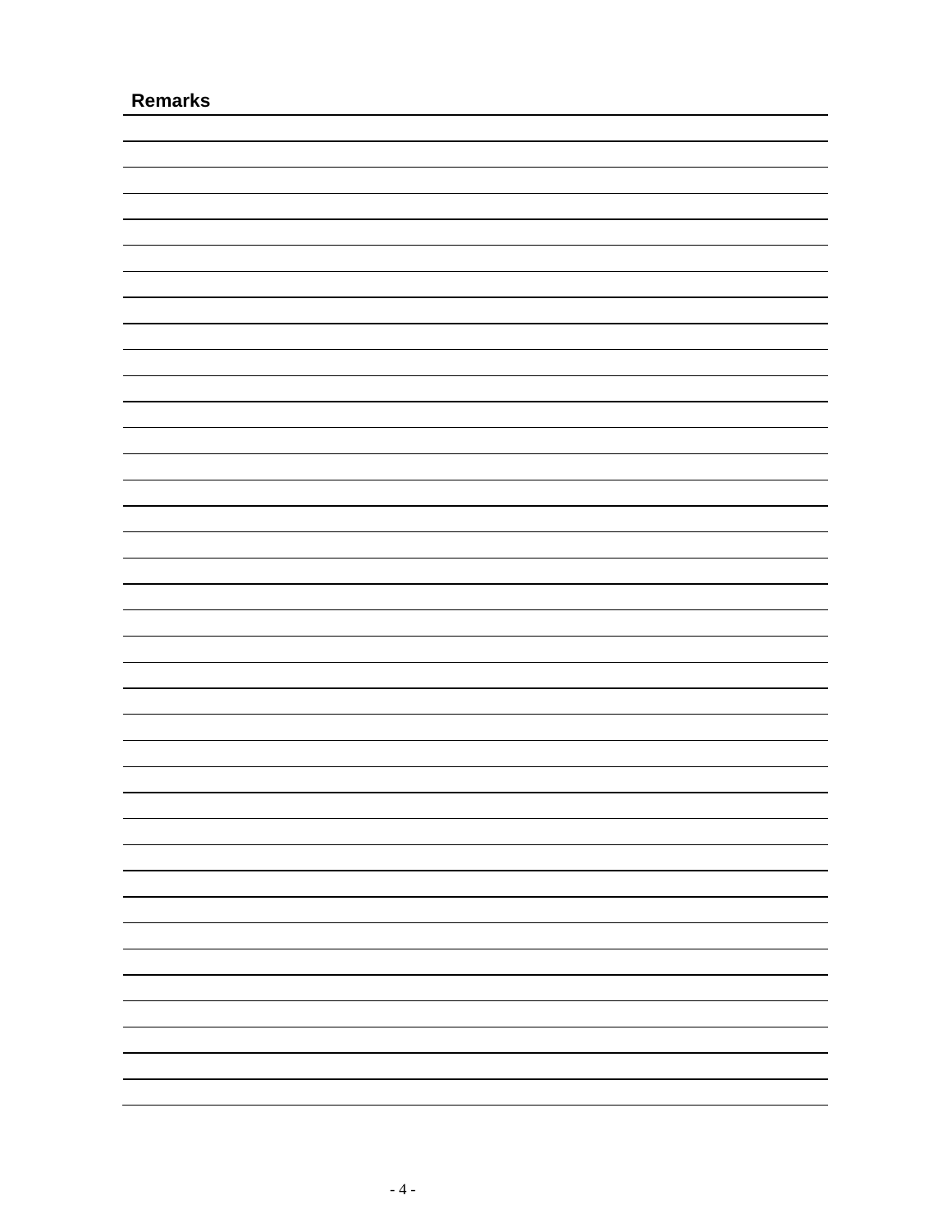## Remarks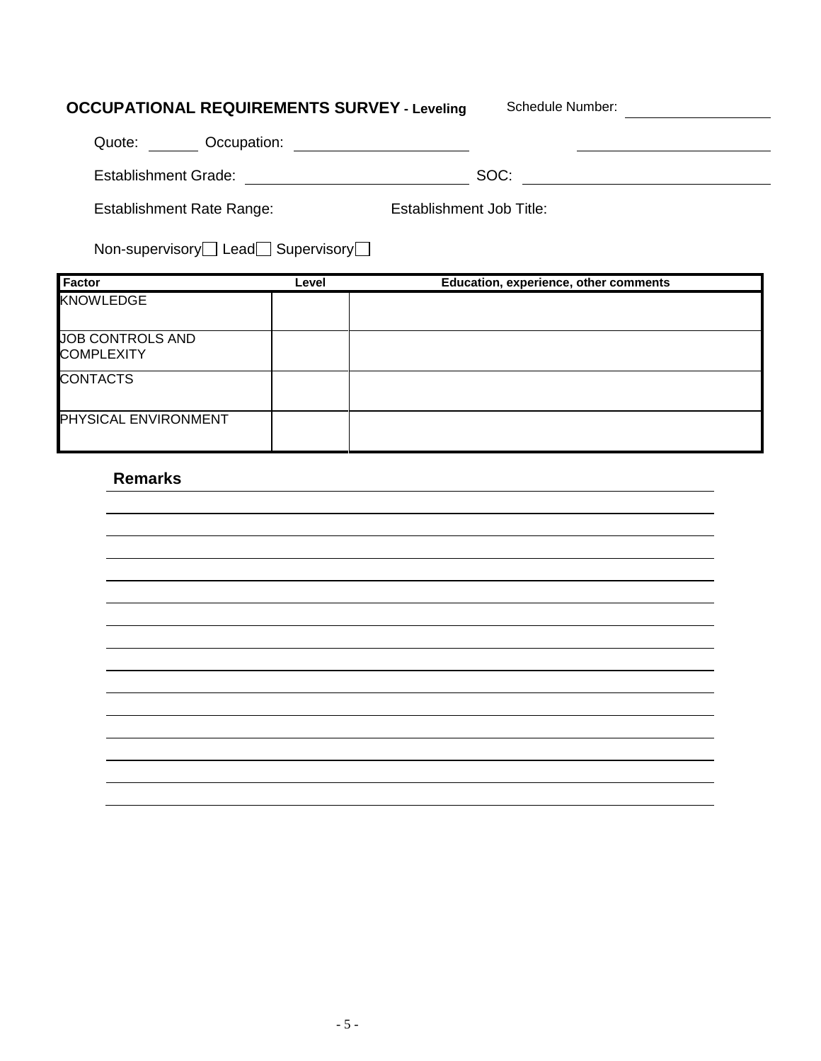**OCCUPATIONAL REQUIREMENTS SURVEY - Leveling** Schedule Number: ____________

Quote: ______ Occupation: ____________________ ____________________

Establishment Grade: ____________________ SOC: ____________________

Establishment Rate Range: Establishment Job Title:

Non-supervisory ☐ Lead ☐ Supervisory ☐

| Factor | Level | Education, experience, other comments |
|---|---|---|
| KNOWLEDGE | | |
| JOB CONTROLS AND COMPLEXITY | | |
| CONTACTS | | |
| PHYSICAL ENVIRONMENT | | |

**Remarks**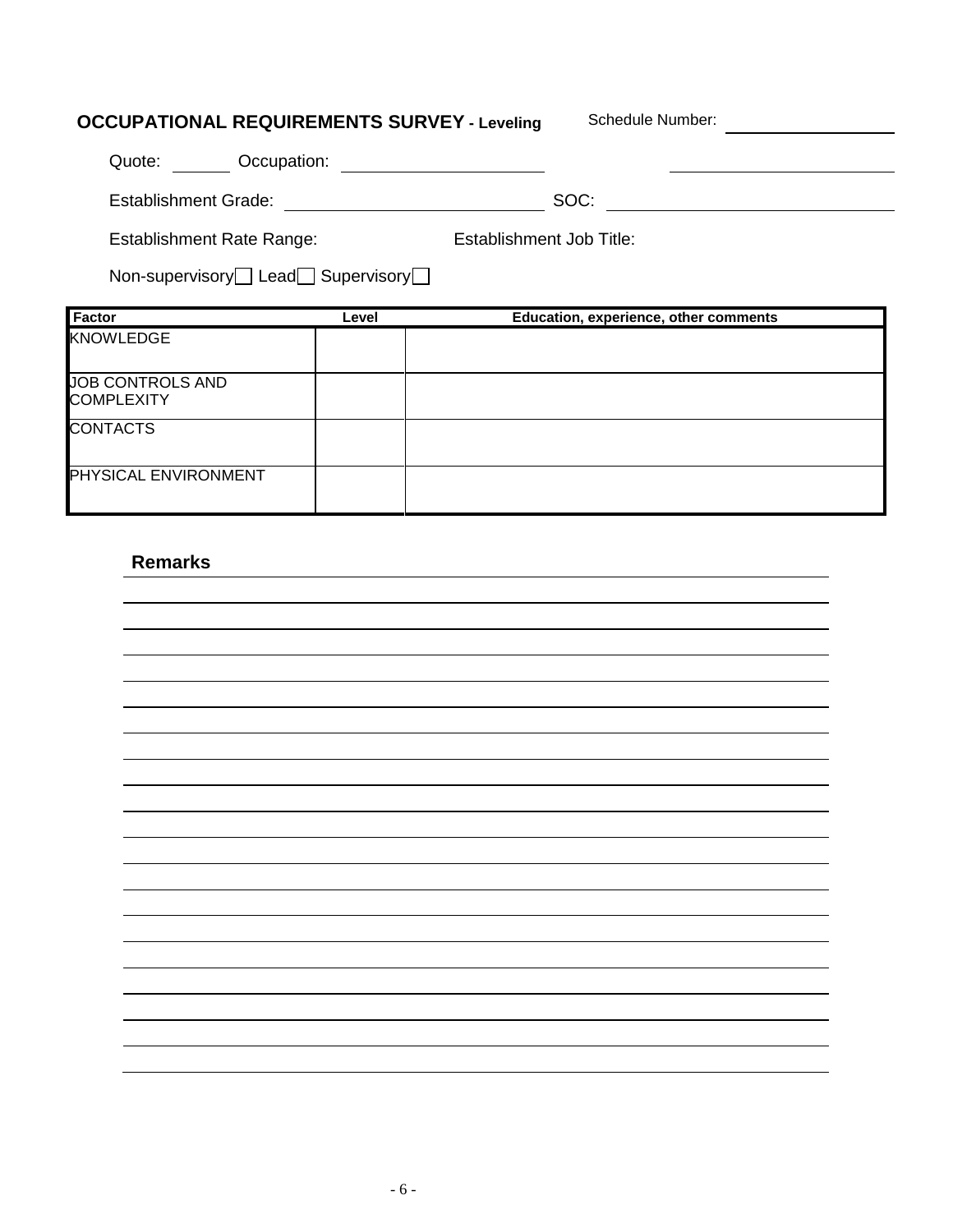## OCCUPATIONAL REQUIREMENTS SURVEY - Leveling

Schedule Number: ________________

Quote: ______ Occupation: ____________________ ____________________

Establishment Grade: ________________________ SOC: ________________________

Establishment Rate Range: Establishment Job Title:

Non-supervisory ☐ Lead ☐ Supervisory ☐

| Factor | Level | Education, experience, other comments |
|---|---|---|
| KNOWLEDGE | | |
| JOB CONTROLS AND COMPLEXITY | | |
| CONTACTS | | |
| PHYSICAL ENVIRONMENT | | |

### Remarks

________________________________________________________________________________

________________________________________________________________________________

________________________________________________________________________________

________________________________________________________________________________

________________________________________________________________________________

________________________________________________________________________________

________________________________________________________________________________

________________________________________________________________________________

________________________________________________________________________________

________________________________________________________________________________

________________________________________________________________________________

________________________________________________________________________________

________________________________________________________________________________

________________________________________________________________________________

________________________________________________________________________________

________________________________________________________________________________

________________________________________________________________________________

________________________________________________________________________________

________________________________________________________________________________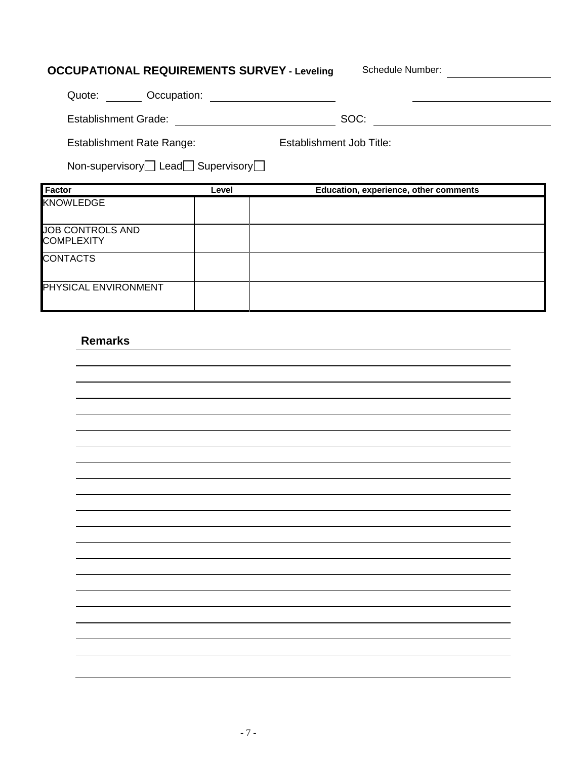## OCCUPATIONAL REQUIREMENTS SURVEY - Leveling

Schedule Number: \_\_\_\_\_\_\_\_\_\_\_\_

Quote: \_\_\_\_\_\_ Occupation: \_\_\_\_\_\_\_\_\_\_\_\_\_\_\_\_\_\_\_\_ \_\_\_\_\_\_\_\_\_\_\_\_\_\_\_\_\_\_\_\_

Establishment Grade: \_\_\_\_\_\_\_\_\_\_\_\_\_\_\_\_\_\_\_\_\_\_\_\_ SOC: \_\_\_\_\_\_\_\_\_\_\_\_\_\_\_\_\_\_\_\_\_\_\_\_\_\_\_

Establishment Rate Range: Establishment Job Title:

Non-supervisory ☐ Lead ☐ Supervisory ☐

| Factor | Level | Education, experience, other comments |
|---|---|---|
| KNOWLEDGE | | |
| JOB CONTROLS AND COMPLEXITY | | |
| CONTACTS | | |
| PHYSICAL ENVIRONMENT | | |

**Remarks**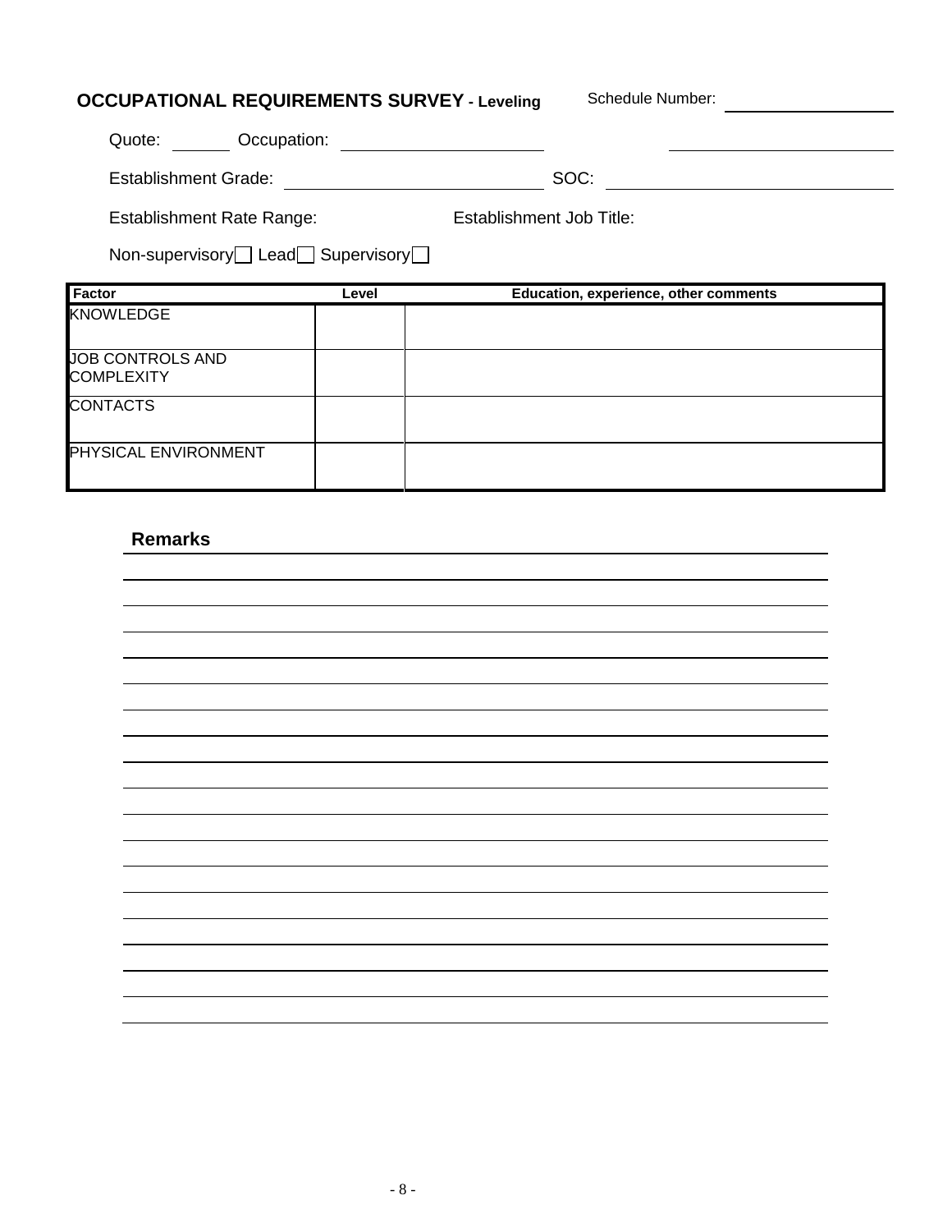**OCCUPATIONAL REQUIREMENTS SURVEY - Leveling**

Schedule Number: ________________

Quote: ______ Occupation: ____________________ ____________________

Establishment Grade: ____________________ SOC: ____________________

Establishment Rate Range:

Establishment Job Title:

Non-supervisory ☐ Lead ☐ Supervisory ☐

| Factor | Level | Education, experience, other comments |
|---|---|---|
| KNOWLEDGE | | |
| JOB CONTROLS AND COMPLEXITY | | |
| CONTACTS | | |
| PHYSICAL ENVIRONMENT | | |

**Remarks**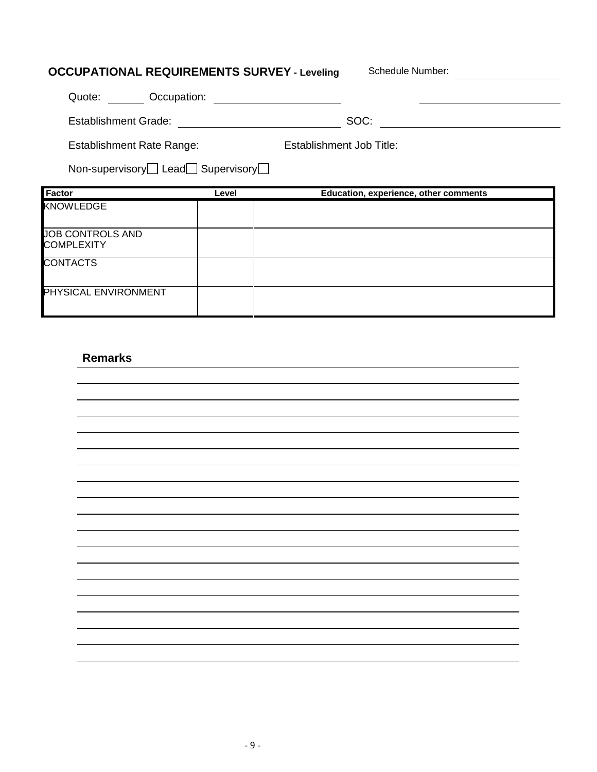## OCCUPATIONAL REQUIREMENTS SURVEY - Leveling

Schedule Number: ____________________

Quote: _______ Occupation: ______________________ ______________________

Establishment Grade: ___________________________ SOC: ______________________________

Establishment Rate Range: Establishment Job Title:

Non-supervisory ☐ Lead ☐ Supervisory ☐

| Factor | Level | Education, experience, other comments |
|---|---|---|
| KNOWLEDGE | | |
| JOB CONTROLS AND COMPLEXITY | | |
| CONTACTS | | |
| PHYSICAL ENVIRONMENT | | |

**Remarks**

______________________________________________________________________

______________________________________________________________________

______________________________________________________________________

______________________________________________________________________

______________________________________________________________________

______________________________________________________________________

______________________________________________________________________

______________________________________________________________________

______________________________________________________________________

______________________________________________________________________

______________________________________________________________________

______________________________________________________________________

______________________________________________________________________

______________________________________________________________________

______________________________________________________________________

______________________________________________________________________

______________________________________________________________________

______________________________________________________________________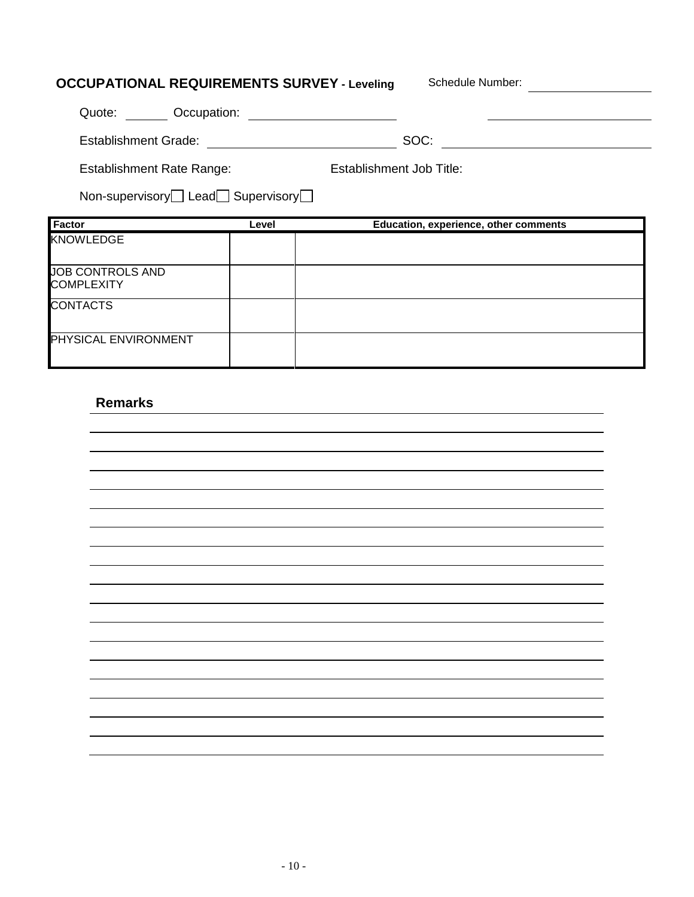## OCCUPATIONAL REQUIREMENTS SURVEY - Leveling

Schedule Number: ______________

Quote: ______ Occupation: ____________________ ____________________

Establishment Grade: ____________________ SOC: ____________________

Establishment Rate Range: Establishment Job Title:

Non-supervisory ☐ Lead ☐ Supervisory ☐

| Factor | Level | Education, experience, other comments |
|---|---|---|
| KNOWLEDGE | | |
| JOB CONTROLS AND COMPLEXITY | | |
| CONTACTS | | |
| PHYSICAL ENVIRONMENT | | |

### Remarks

______________________________________________________________________

______________________________________________________________________

______________________________________________________________________

______________________________________________________________________

______________________________________________________________________

______________________________________________________________________

______________________________________________________________________

______________________________________________________________________

______________________________________________________________________

______________________________________________________________________

______________________________________________________________________

______________________________________________________________________

______________________________________________________________________

______________________________________________________________________

______________________________________________________________________

______________________________________________________________________

______________________________________________________________________

______________________________________________________________________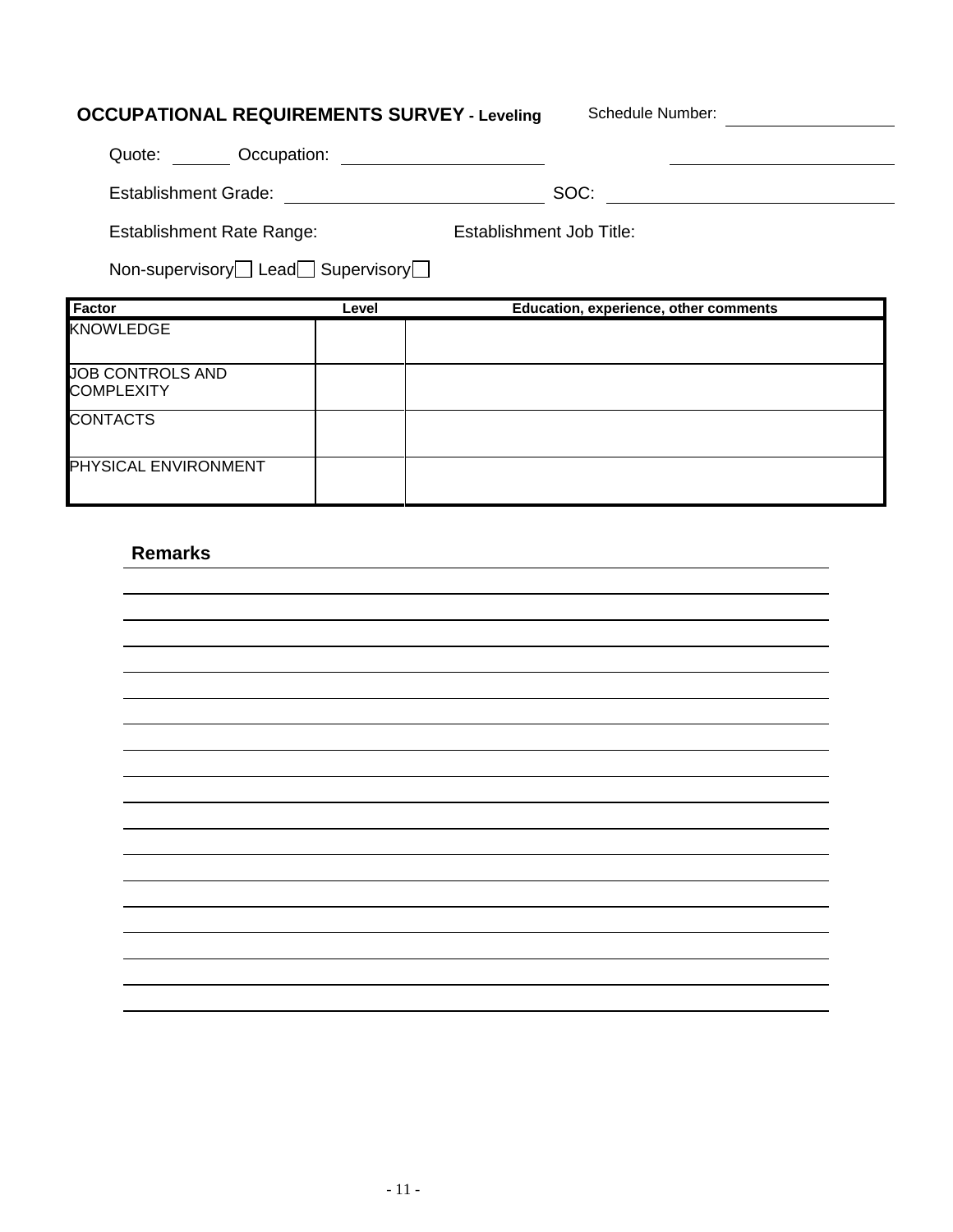## OCCUPATIONAL REQUIREMENTS SURVEY - Leveling

Schedule Number: ______________

Quote: ______ Occupation: ____________________ ____________________

Establishment Grade: ____________________ SOC: ____________________

Establishment Rate Range: Establishment Job Title:

Non-supervisory ☐ Lead ☐ Supervisory ☐

| Factor | Level | Education, experience, other comments |
|---|---|---|
| KNOWLEDGE | | |
| JOB CONTROLS AND COMPLEXITY | | |
| CONTACTS | | |
| PHYSICAL ENVIRONMENT | | |

### Remarks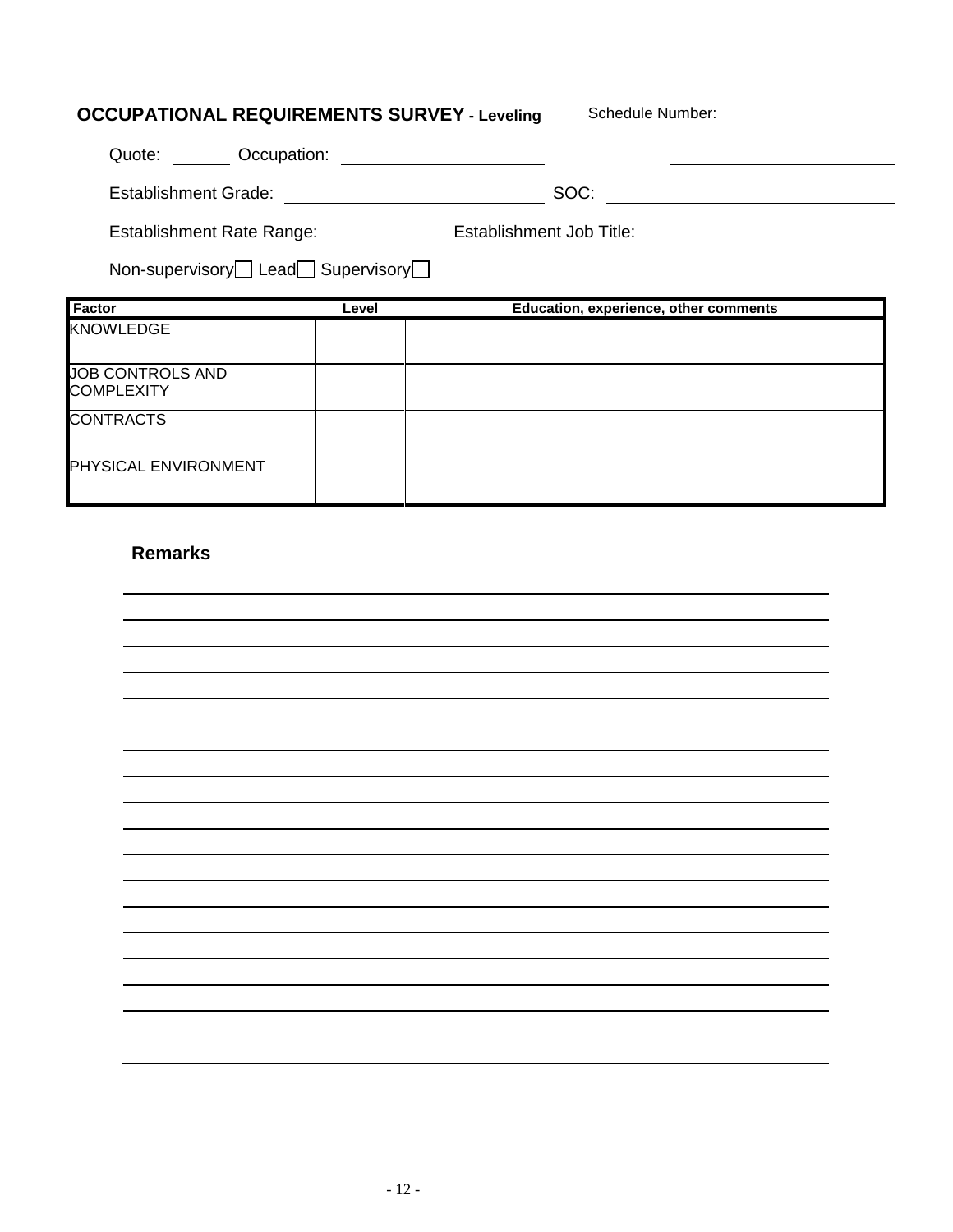**OCCUPATIONAL REQUIREMENTS SURVEY** - **Leveling** Schedule Number: ____________

Quote: ______ Occupation: ____________________ ____________________

Establishment Grade: ________________________ SOC: ________________________

Establishment Rate Range: Establishment Job Title:

Non-supervisory ☐ Lead ☐ Supervisory ☐

| Factor | Level | Education, experience, other comments |
|---|---|---|
| KNOWLEDGE | | |
| JOB CONTROLS AND COMPLEXITY | | |
| CONTRACTS | | |
| PHYSICAL ENVIRONMENT | | |

**Remarks**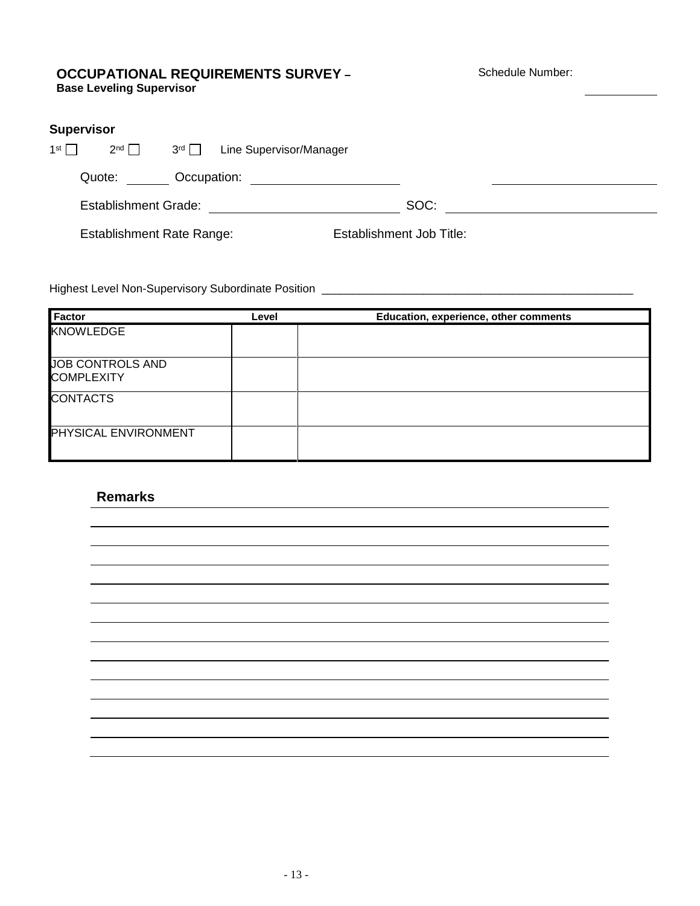## OCCUPATIONAL REQUIREMENTS SURVEY –

**Base Leveling Supervisor**

Schedule Number: ___________

### Supervisor

1st ☐ 2nd ☐ 3rd ☐ Line Supervisor/Manager

Quote: _______ Occupation: ______________________ ______________________

Establishment Grade: ___________________________ SOC: ______________________________

Establishment Rate Range: Establishment Job Title:

Highest Level Non-Supervisory Subordinate Position ___________________________________________________

| Factor | Level | Education, experience, other comments |
|---|---|---|
| KNOWLEDGE | | |
| JOB CONTROLS AND COMPLEXITY | | |
| CONTACTS | | |
| PHYSICAL ENVIRONMENT | | |

### Remarks

______________________________________________________________________

______________________________________________________________________

______________________________________________________________________

______________________________________________________________________

______________________________________________________________________

______________________________________________________________________

______________________________________________________________________

______________________________________________________________________

______________________________________________________________________

______________________________________________________________________

______________________________________________________________________

______________________________________________________________________

______________________________________________________________________

______________________________________________________________________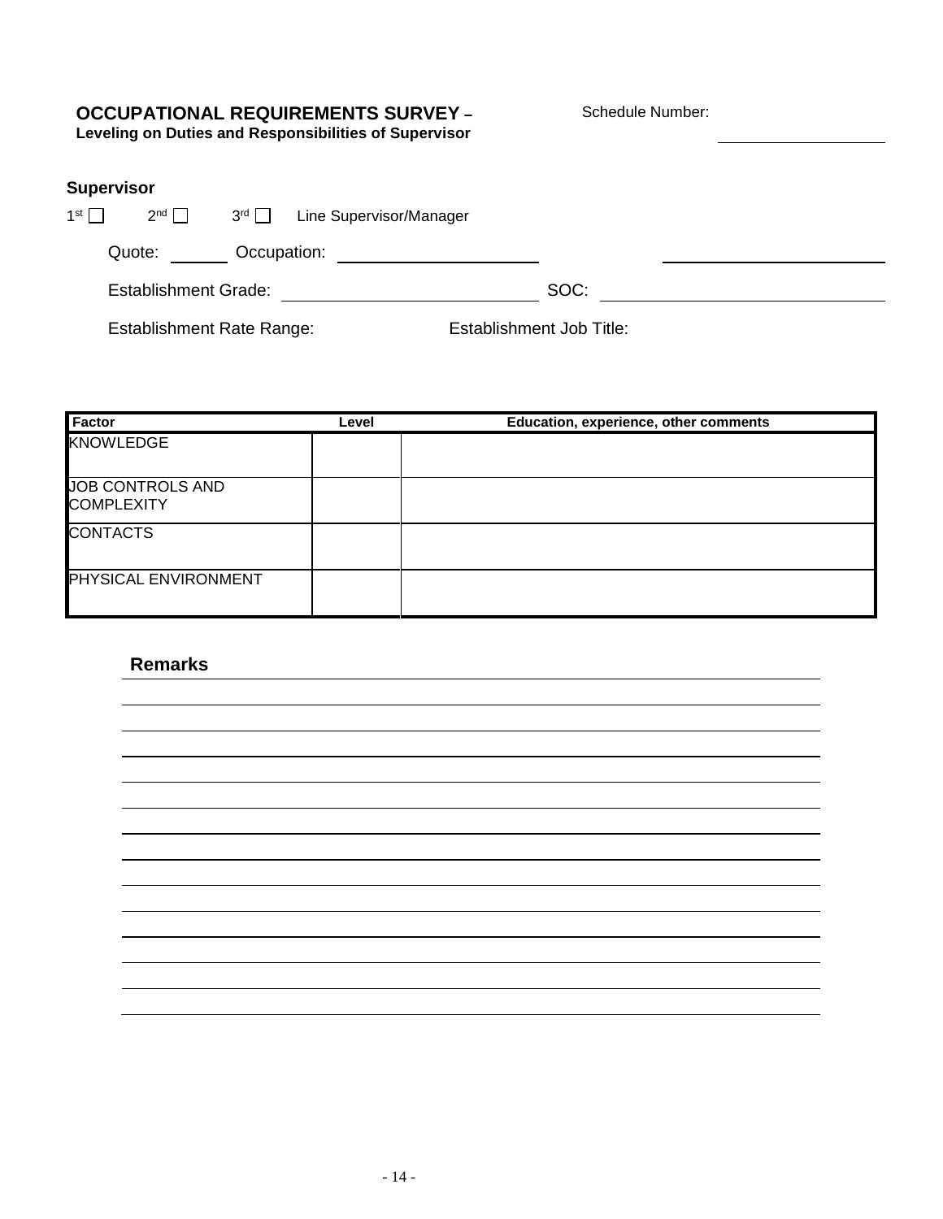## OCCUPATIONAL REQUIREMENTS SURVEY –

**Leveling on Duties and Responsibilities of Supervisor**

Schedule Number: ____________

### Supervisor

1st ☐ 2nd ☐ 3rd ☐ Line Supervisor/Manager

Quote: ______ Occupation: ____________________ ____________________

Establishment Grade: ____________________ SOC: ____________________

Establishment Rate Range: Establishment Job Title:

| Factor | Level | Education, experience, other comments |
|---|---|---|
| KNOWLEDGE | | |
| JOB CONTROLS AND COMPLEXITY | | |
| CONTACTS | | |
| PHYSICAL ENVIRONMENT | | |

### Remarks

______________________________________________________________________

______________________________________________________________________

______________________________________________________________________

______________________________________________________________________

______________________________________________________________________

______________________________________________________________________

______________________________________________________________________

______________________________________________________________________

______________________________________________________________________

______________________________________________________________________

______________________________________________________________________

______________________________________________________________________

______________________________________________________________________

______________________________________________________________________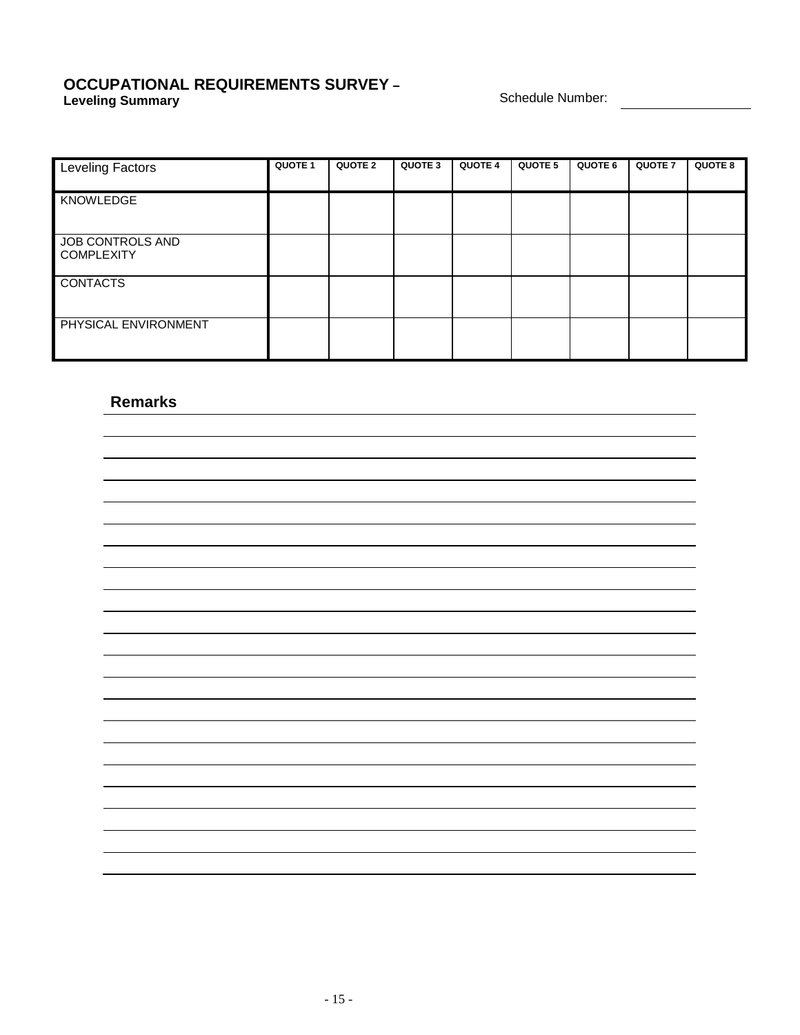# OCCUPATIONAL REQUIREMENTS SURVEY –

**Leveling Summary**

Schedule Number: ______________

| Leveling Factors | QUOTE 1 | QUOTE 2 | QUOTE 3 | QUOTE 4 | QUOTE 5 | QUOTE 6 | QUOTE 7 | QUOTE 8 |
|---|---|---|---|---|---|---|---|---|
| KNOWLEDGE | | | | | | | | |
| JOB CONTROLS AND COMPLEXITY | | | | | | | | |
| CONTACTS | | | | | | | | |
| PHYSICAL ENVIRONMENT | | | | | | | | |

## Remarks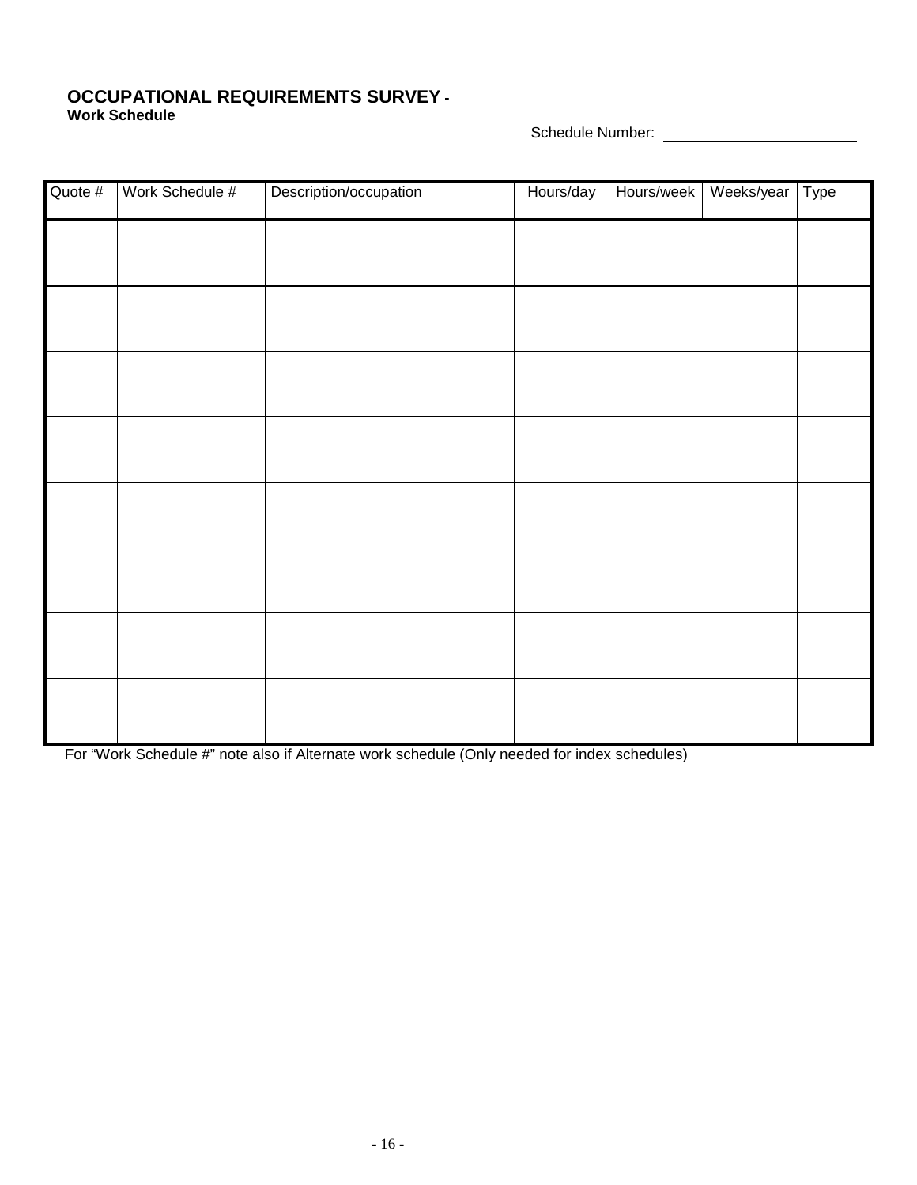# OCCUPATIONAL REQUIREMENTS SURVEY -
**Work Schedule**

Schedule Number: ____________________

| Quote # | Work Schedule # | Description/occupation | Hours/day | Hours/week | Weeks/year | Type |
|---|---|---|---|---|---|---|
| | | | | | | |
| | | | | | | |
| | | | | | | |
| | | | | | | |
| | | | | | | |
| | | | | | | |
| | | | | | | |
| | | | | | | |

For "Work Schedule #" note also if Alternate work schedule (Only needed for index schedules)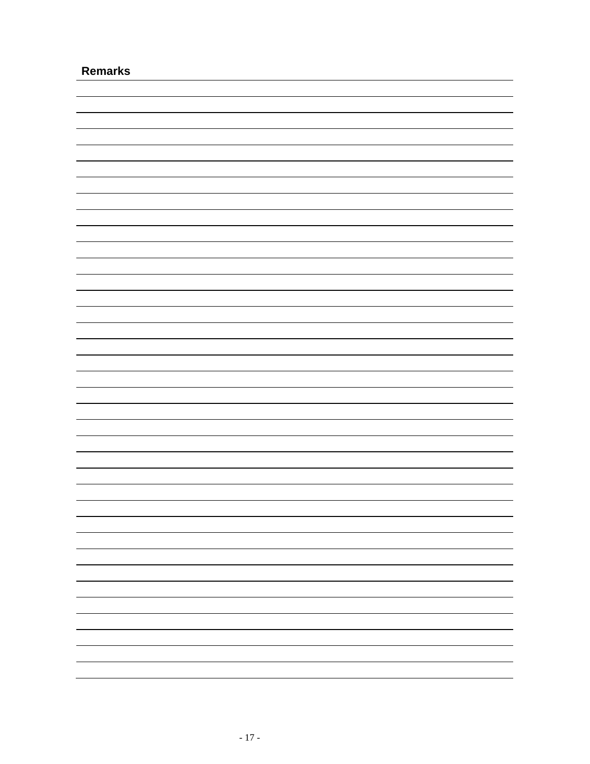**Remarks**